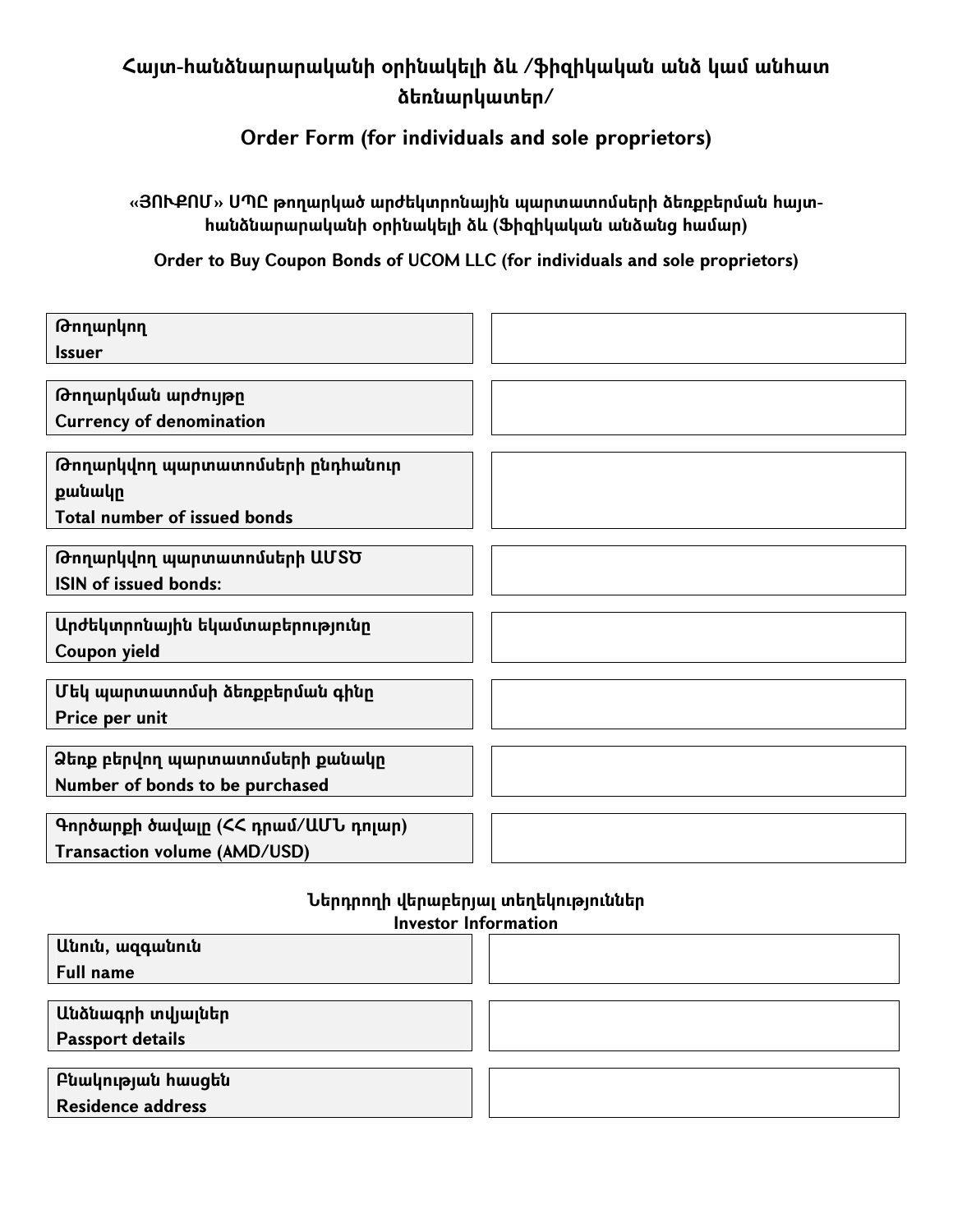# Հայտ-հանձնարարականի օրինակելի ձև /ֆիզիկական անձ կամ անհատ ձեռնարկատեր/

## Order Form (for individuals and sole proprietors)

### «ՅՈՒՔՈՄ» ՍՊԸ թողարկած արժեկտրոնային պարտատոմսերի ձեռքբերման հայտ-հանձնարարականի օրինակելի ձև (Ֆիզիկական անձանց համար)

### Order to Buy Coupon Bonds of UCOM LLC (for individuals and sole proprietors)

| | |
|---|---|
| **Թողարկող**<br>**Issuer** | |
| **Թողարկման արժույթը**<br>**Currency of denomination** | |
| **Թողարկվող պարտատոմսերի ընդհանուր քանակը**<br>**Total number of issued bonds** | |
| **Թողարկվող պարտատոմսերի ԱՄՏԾ**<br>**ISIN of issued bonds:** | |
| **Արժեկտրոնային եկամտաբերությունը**<br>**Coupon yield** | |
| **Մեկ պարտատոմսի ձեռքբերման գինը**<br>**Price per unit** | |
| **Ձեռք բերվող պարտատոմսերի քանակը**<br>**Number of bonds to be purchased** | |
| **Գործարքի ծավալը (ՀՀ դրամ/ԱՄՆ դոլար)**<br>**Transaction volume (AMD/USD)** | |

### Ներդրողի վերաբերյալ տեղեկություններ
### Investor Information

| | |
|---|---|
| **Անուն, ազգանուն**<br>**Full name** | |
| **Անձնագրի տվյալներ**<br>**Passport details** | |
| **Բնակության հասցեն**<br>**Residence address** | |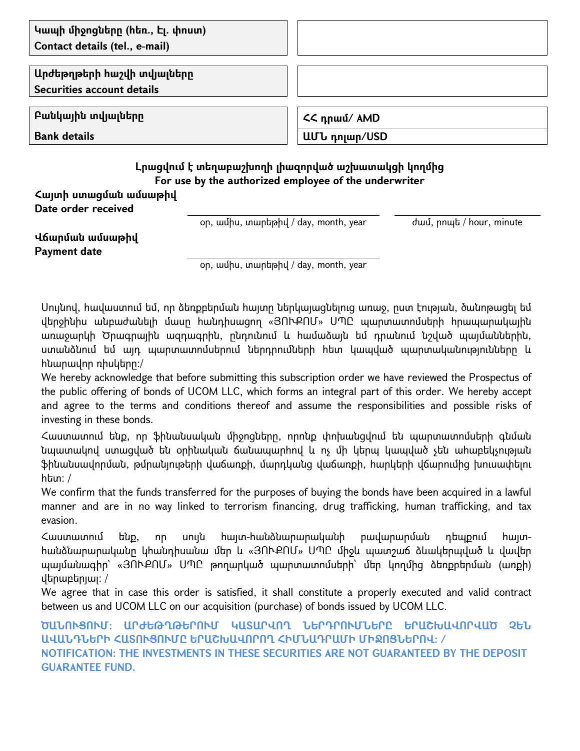| | |
|---|---|
| **Կապի միջոցները (հեռ., Էլ. փոստ)**<br>**Contact details (tel., e-mail)** | |
| **Արժեթղթերի հաշվի տվյալները**<br>**Securities account details** | |
| **Բանկային տվյալները**<br>**Bank details** | **ՀՀ դրամ/ AMD**<br>**ԱՄՆ դոլար/USD** |

**Լրացվում է տեղաբաշխողի լիազորված աշխատակցի կողմից**
**For use by the authorized employee of the underwriter**

**Հայտի ստացման ամսաթիվ**
**Date order received**

օր, ամիս, տարեթիվ / day, month, year ____________________ ժամ, րոպե / hour, minute ____________________

**Վճարման ամսաթիվ**
**Payment date**

օր, ամիս, տարեթիվ / day, month, year ____________________

Սույնով, հավաստում եմ, որ ձեռքբերման հայտը ներկայացնելուց առաջ, ըստ էության, ծանոթացել եմ վերջինիս անբաժանելի մասը հանդիսացող «ՅՈՒՔՈՄ» ՍՊԸ պարտատոմսերի հրապարակային առաջարկի Ծրագրային ազդագրին, ընդունում և համաձայն եմ դրանում նշված պայմաններին, ստանձնում եմ այդ պարտատոմսերում ներդրումների հետ կապված պարտականությունները և հնարավոր ռիսկերը:/
We hereby acknowledge that before submitting this subscription order we have reviewed the Prospectus of the public offering of bonds of UCOM LLC, which forms an integral part of this order. We hereby accept and agree to the terms and conditions thereof and assume the responsibilities and possible risks of investing in these bonds.

Հաստատում ենք, որ ֆինանսական միջոցները, որոնք փոխանցվում են պարտատոմսերի գնման նպատակով ստացված են օրինական ճանապարհով և ոչ մի կերպ կապված չեն ահաբեկչության ֆինանսավորման, թմրանյութերի վաճառքի, մարդկանց վաճառքի, հարկերի վճարումից խուսափելու հետ: /
We confirm that the funds transferred for the purposes of buying the bonds have been acquired in a lawful manner and are in no way linked to terrorism financing, drug trafficking, human trafficking, and tax evasion.

Հաստատում ենք, որ սույն հայտ-հանձնարարականի բավարարման դեպքում հայտ-հանձնարարականը կհանդիսանա մեր և «ՅՈՒՔՈՄ» ՍՊԸ միջև պատշաճ ձևակերպված և վավեր պայմանագիր՝ «ՅՈՒՔՈՄ» ՍՊԸ թողարկած պարտատոմսերի՝ մեր կողմից ձեռքբերման (առքի) վերաբերյալ: /
We agree that in case this order is satisfied, it shall constitute a properly executed and valid contract between us and UCOM LLC on our acquisition (purchase) of bonds issued by UCOM LLC.

**ԾԱՆՈՒՑՈՒՄ: ԱՐԺԵԹՂԹԵՐՈՒՄ ԿԱՏԱՐՎՈՂ ՆԵՐԴՐՈՒՄՆԵՐԸ ԵՐԱՇԽԱՎՈՐՎԱԾ ՉԵՆ ԱՎԱՆԴՆԵՐԻ ՀԱՏՈՒՑՈՒՄԸ ԵՐԱՇԽԱՎՈՐՈՂ ՀԻՄՆԱԴՐԱՄԻ ՄԻՋՈՑՆԵՐՈՎ: /**
**NOTIFICATION: THE INVESTMENTS IN THESE SECURITIES ARE NOT GUARANTEED BY THE DEPOSIT GUARANTEE FUND.**